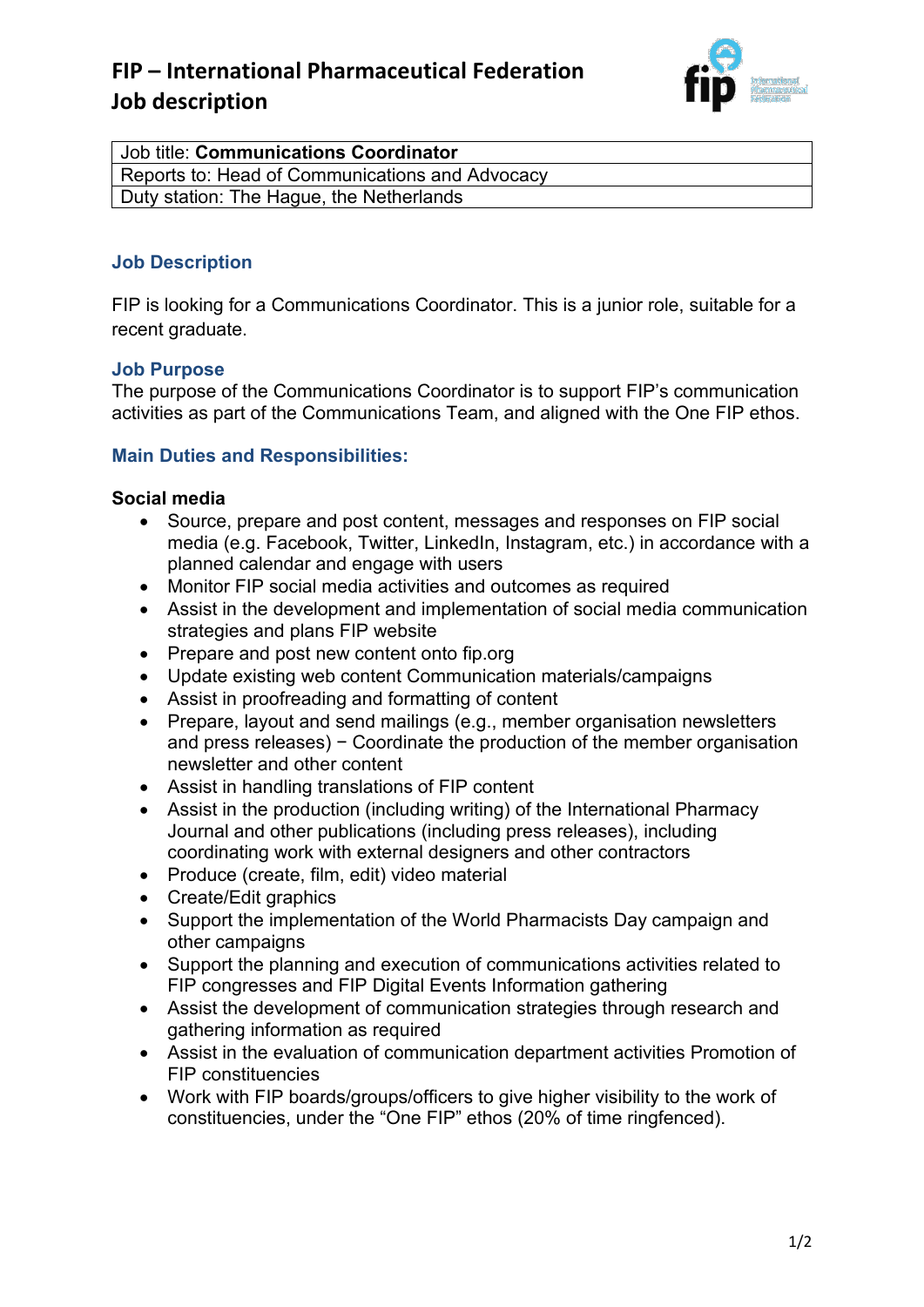# FIP – International Pharmaceutical Federation
# Job description

| Job title: **Communications Coordinator** |
|---|
| Reports to: Head of Communications and Advocacy |
| Duty station: The Hague, the Netherlands |

## Job Description

FIP is looking for a Communications Coordinator. This is a junior role, suitable for a recent graduate.

## Job Purpose

The purpose of the Communications Coordinator is to support FIP's communication activities as part of the Communications Team, and aligned with the One FIP ethos.

## Main Duties and Responsibilities:

**Social media**

- Source, prepare and post content, messages and responses on FIP social media (e.g. Facebook, Twitter, LinkedIn, Instagram, etc.) in accordance with a planned calendar and engage with users
- Monitor FIP social media activities and outcomes as required
- Assist in the development and implementation of social media communication strategies and plans FIP website
- Prepare and post new content onto fip.org
- Update existing web content Communication materials/campaigns
- Assist in proofreading and formatting of content
- Prepare, layout and send mailings (e.g., member organisation newsletters and press releases) − Coordinate the production of the member organisation newsletter and other content
- Assist in handling translations of FIP content
- Assist in the production (including writing) of the International Pharmacy Journal and other publications (including press releases), including coordinating work with external designers and other contractors
- Produce (create, film, edit) video material
- Create/Edit graphics
- Support the implementation of the World Pharmacists Day campaign and other campaigns
- Support the planning and execution of communications activities related to FIP congresses and FIP Digital Events Information gathering
- Assist the development of communication strategies through research and gathering information as required
- Assist in the evaluation of communication department activities Promotion of FIP constituencies
- Work with FIP boards/groups/officers to give higher visibility to the work of constituencies, under the "One FIP" ethos (20% of time ringfenced).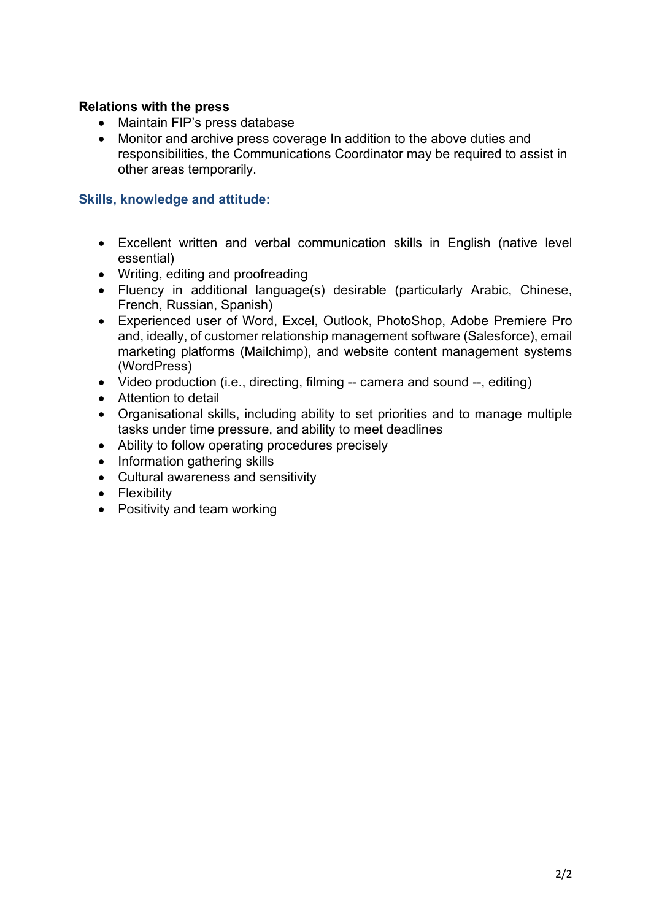**Relations with the press**

- Maintain FIP's press database
- Monitor and archive press coverage In addition to the above duties and responsibilities, the Communications Coordinator may be required to assist in other areas temporarily.

### Skills, knowledge and attitude:

- Excellent written and verbal communication skills in English (native level essential)
- Writing, editing and proofreading
- Fluency in additional language(s) desirable (particularly Arabic, Chinese, French, Russian, Spanish)
- Experienced user of Word, Excel, Outlook, PhotoShop, Adobe Premiere Pro and, ideally, of customer relationship management software (Salesforce), email marketing platforms (Mailchimp), and website content management systems (WordPress)
- Video production (i.e., directing, filming -- camera and sound --, editing)
- Attention to detail
- Organisational skills, including ability to set priorities and to manage multiple tasks under time pressure, and ability to meet deadlines
- Ability to follow operating procedures precisely
- Information gathering skills
- Cultural awareness and sensitivity
- Flexibility
- Positivity and team working